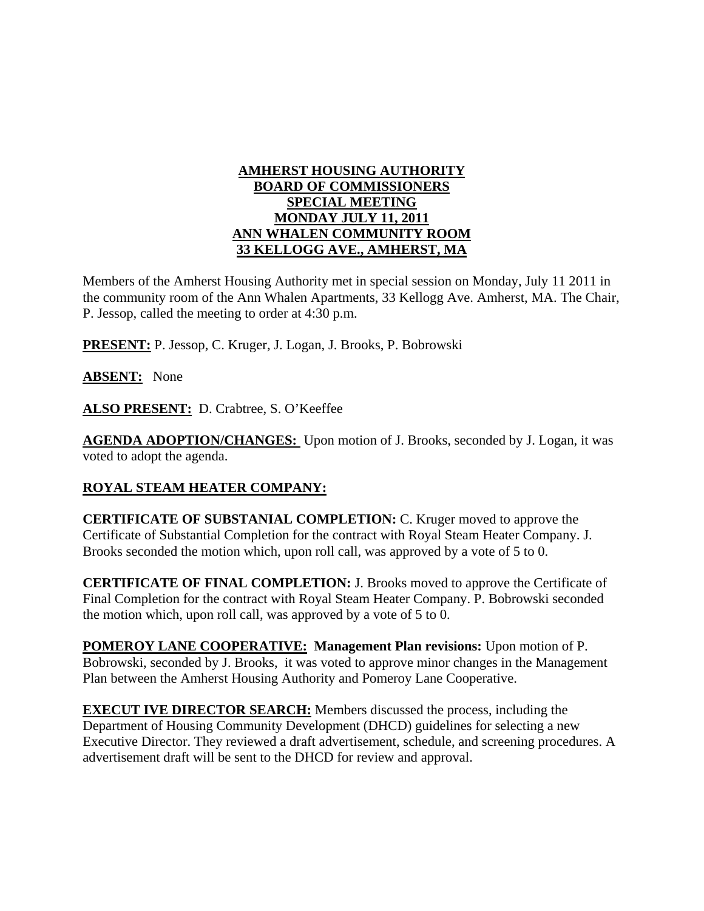# AMHERST HOUSING AUTHORITY
# BOARD OF COMMISSIONERS
# SPECIAL MEETING
# MONDAY JULY 11, 2011
# ANN WHALEN COMMUNITY ROOM
# 33 KELLOGG AVE., AMHERST, MA

Members of the Amherst Housing Authority met in special session on Monday, July 11 2011 in the community room of the Ann Whalen Apartments, 33 Kellogg Ave. Amherst, MA. The Chair, P. Jessop, called the meeting to order at 4:30 p.m.

**PRESENT:** P. Jessop, C. Kruger, J. Logan, J. Brooks, P. Bobrowski

**ABSENT:** None

**ALSO PRESENT:** D. Crabtree, S. O'Keeffee

**AGENDA ADOPTION/CHANGES:** Upon motion of J. Brooks, seconded by J. Logan, it was voted to adopt the agenda.

**ROYAL STEAM HEATER COMPANY:**

**CERTIFICATE OF SUBSTANIAL COMPLETION:** C. Kruger moved to approve the Certificate of Substantial Completion for the contract with Royal Steam Heater Company. J. Brooks seconded the motion which, upon roll call, was approved by a vote of 5 to 0.

**CERTIFICATE OF FINAL COMPLETION:** J. Brooks moved to approve the Certificate of Final Completion for the contract with Royal Steam Heater Company. P. Bobrowski seconded the motion which, upon roll call, was approved by a vote of 5 to 0.

**POMEROY LANE COOPERATIVE: Management Plan revisions:** Upon motion of P. Bobrowski, seconded by J. Brooks, it was voted to approve minor changes in the Management Plan between the Amherst Housing Authority and Pomeroy Lane Cooperative.

**EXECUT IVE DIRECTOR SEARCH:** Members discussed the process, including the Department of Housing Community Development (DHCD) guidelines for selecting a new Executive Director. They reviewed a draft advertisement, schedule, and screening procedures. A advertisement draft will be sent to the DHCD for review and approval.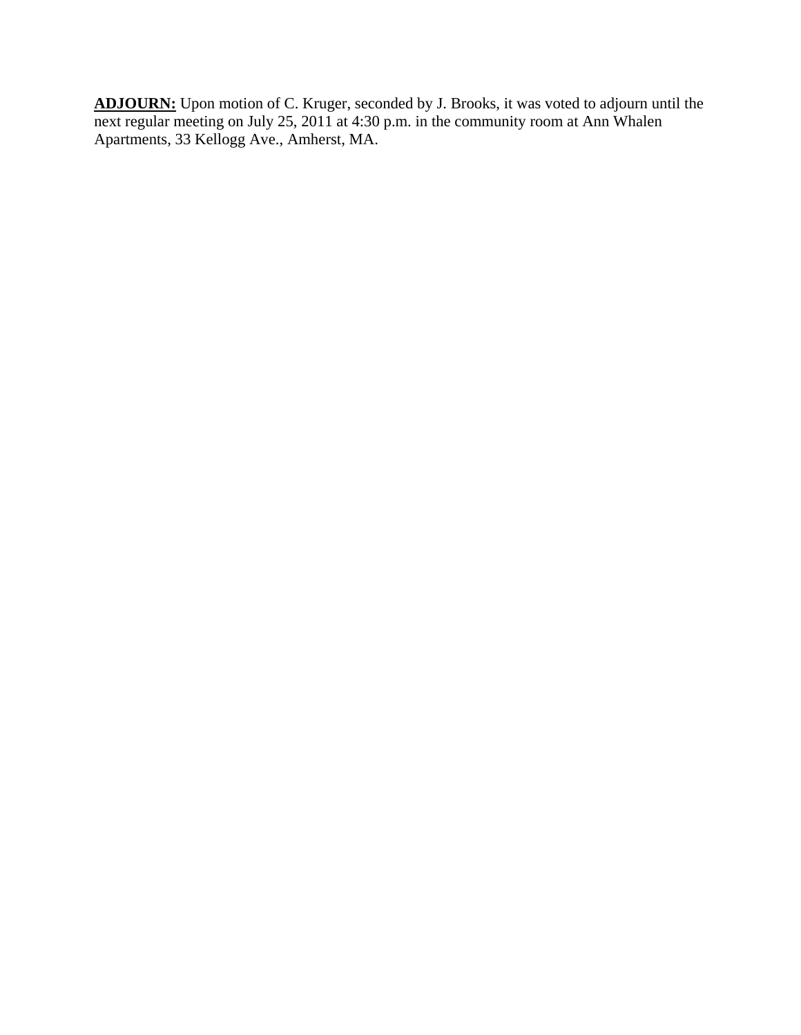**ADJOURN:** Upon motion of C. Kruger, seconded by J. Brooks, it was voted to adjourn until the next regular meeting on July 25, 2011 at 4:30 p.m. in the community room at Ann Whalen Apartments, 33 Kellogg Ave., Amherst, MA.